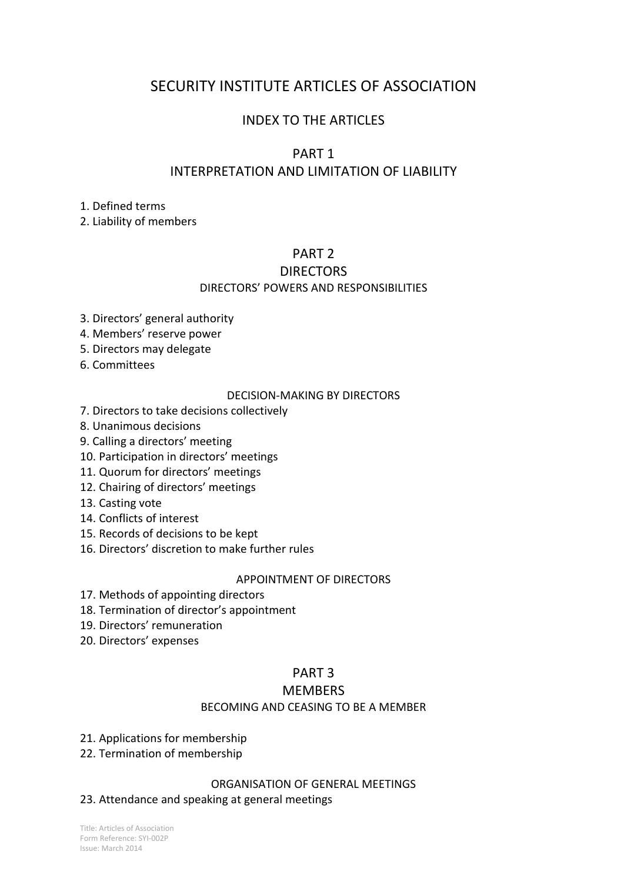# SECURITY INSTITUTE ARTICLES OF ASSOCIATION

## INDEX TO THE ARTICLES

## PART 1
## INTERPRETATION AND LIMITATION OF LIABILITY

1. Defined terms
2. Liability of members

## PART 2
## DIRECTORS
### DIRECTORS' POWERS AND RESPONSIBILITIES

3. Directors' general authority
4. Members' reserve power
5. Directors may delegate
6. Committees

### DECISION-MAKING BY DIRECTORS

7. Directors to take decisions collectively
8. Unanimous decisions
9. Calling a directors' meeting
10. Participation in directors' meetings
11. Quorum for directors' meetings
12. Chairing of directors' meetings
13. Casting vote
14. Conflicts of interest
15. Records of decisions to be kept
16. Directors' discretion to make further rules

### APPOINTMENT OF DIRECTORS

17. Methods of appointing directors
18. Termination of director's appointment
19. Directors' remuneration
20. Directors' expenses

## PART 3
## MEMBERS
### BECOMING AND CEASING TO BE A MEMBER

21. Applications for membership
22. Termination of membership

### ORGANISATION OF GENERAL MEETINGS

23. Attendance and speaking at general meetings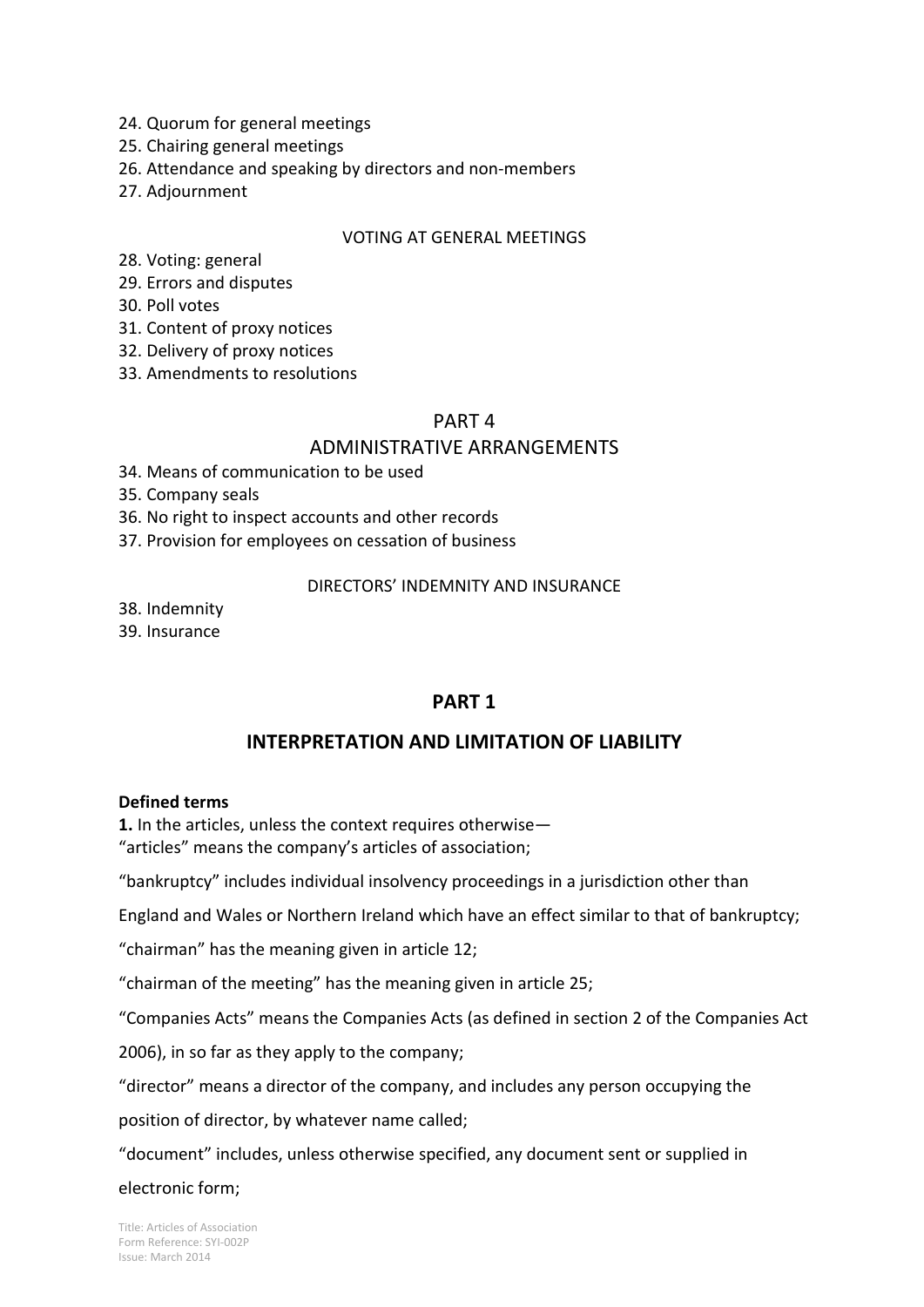24. Quorum for general meetings
25. Chairing general meetings
26. Attendance and speaking by directors and non-members
27. Adjournment

VOTING AT GENERAL MEETINGS

28. Voting: general
29. Errors and disputes
30. Poll votes
31. Content of proxy notices
32. Delivery of proxy notices
33. Amendments to resolutions

PART 4

ADMINISTRATIVE ARRANGEMENTS

34. Means of communication to be used
35. Company seals
36. No right to inspect accounts and other records
37. Provision for employees on cessation of business

DIRECTORS' INDEMNITY AND INSURANCE

38. Indemnity
39. Insurance

## PART 1

## INTERPRETATION AND LIMITATION OF LIABILITY

**Defined terms**

**1.** In the articles, unless the context requires otherwise—

"articles" means the company's articles of association;

"bankruptcy" includes individual insolvency proceedings in a jurisdiction other than England and Wales or Northern Ireland which have an effect similar to that of bankruptcy;

"chairman" has the meaning given in article 12;

"chairman of the meeting" has the meaning given in article 25;

"Companies Acts" means the Companies Acts (as defined in section 2 of the Companies Act 2006), in so far as they apply to the company;

"director" means a director of the company, and includes any person occupying the position of director, by whatever name called;

"document" includes, unless otherwise specified, any document sent or supplied in electronic form;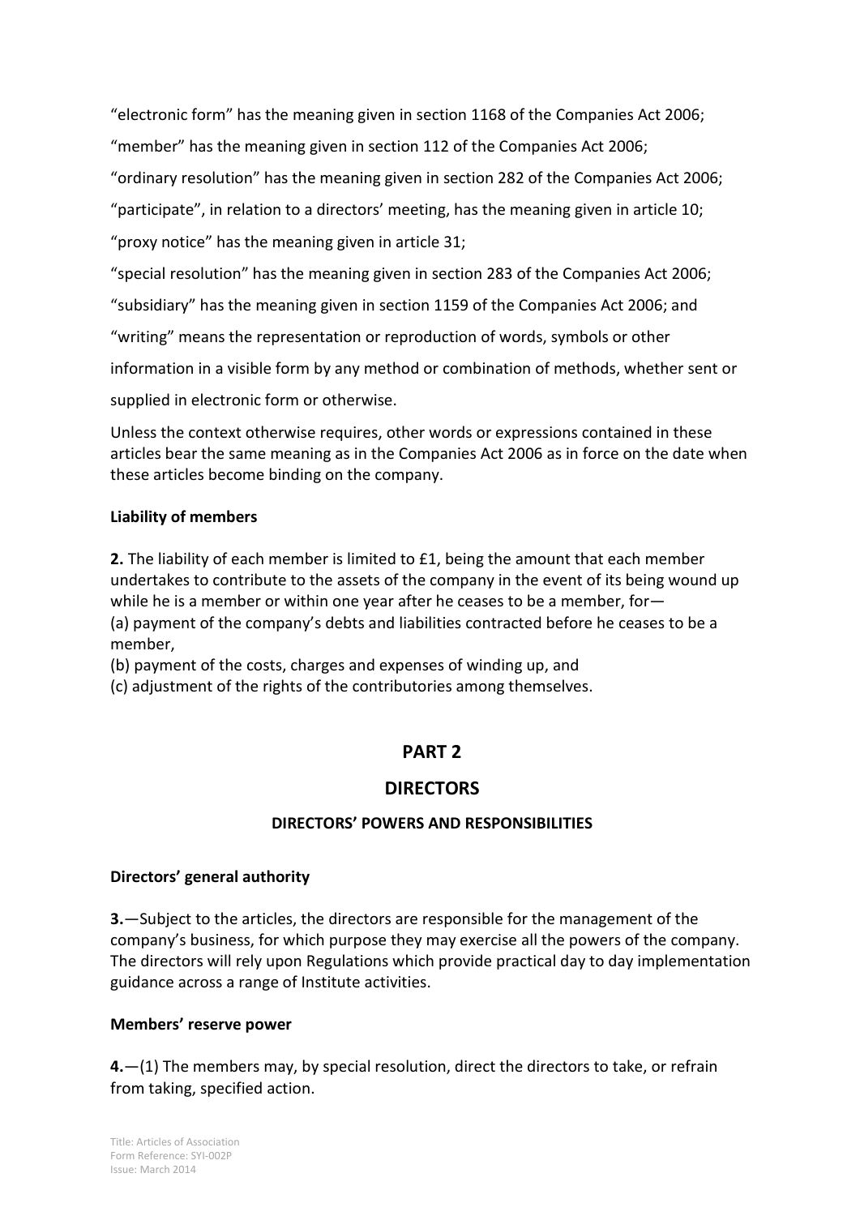“electronic form” has the meaning given in section 1168 of the Companies Act 2006;

“member” has the meaning given in section 112 of the Companies Act 2006;

“ordinary resolution” has the meaning given in section 282 of the Companies Act 2006;

“participate”, in relation to a directors’ meeting, has the meaning given in article 10;

“proxy notice” has the meaning given in article 31;

“special resolution” has the meaning given in section 283 of the Companies Act 2006;

“subsidiary” has the meaning given in section 1159 of the Companies Act 2006; and

“writing” means the representation or reproduction of words, symbols or other information in a visible form by any method or combination of methods, whether sent or supplied in electronic form or otherwise.

Unless the context otherwise requires, other words or expressions contained in these articles bear the same meaning as in the Companies Act 2006 as in force on the date when these articles become binding on the company.

**Liability of members**

**2.** The liability of each member is limited to £1, being the amount that each member undertakes to contribute to the assets of the company in the event of its being wound up while he is a member or within one year after he ceases to be a member, for—
(a) payment of the company’s debts and liabilities contracted before he ceases to be a member,
(b) payment of the costs, charges and expenses of winding up, and
(c) adjustment of the rights of the contributories among themselves.

## PART 2

## DIRECTORS

### DIRECTORS’ POWERS AND RESPONSIBILITIES

**Directors’ general authority**

**3.**—Subject to the articles, the directors are responsible for the management of the company’s business, for which purpose they may exercise all the powers of the company. The directors will rely upon Regulations which provide practical day to day implementation guidance across a range of Institute activities.

**Members’ reserve power**

**4.**—(1) The members may, by special resolution, direct the directors to take, or refrain from taking, specified action.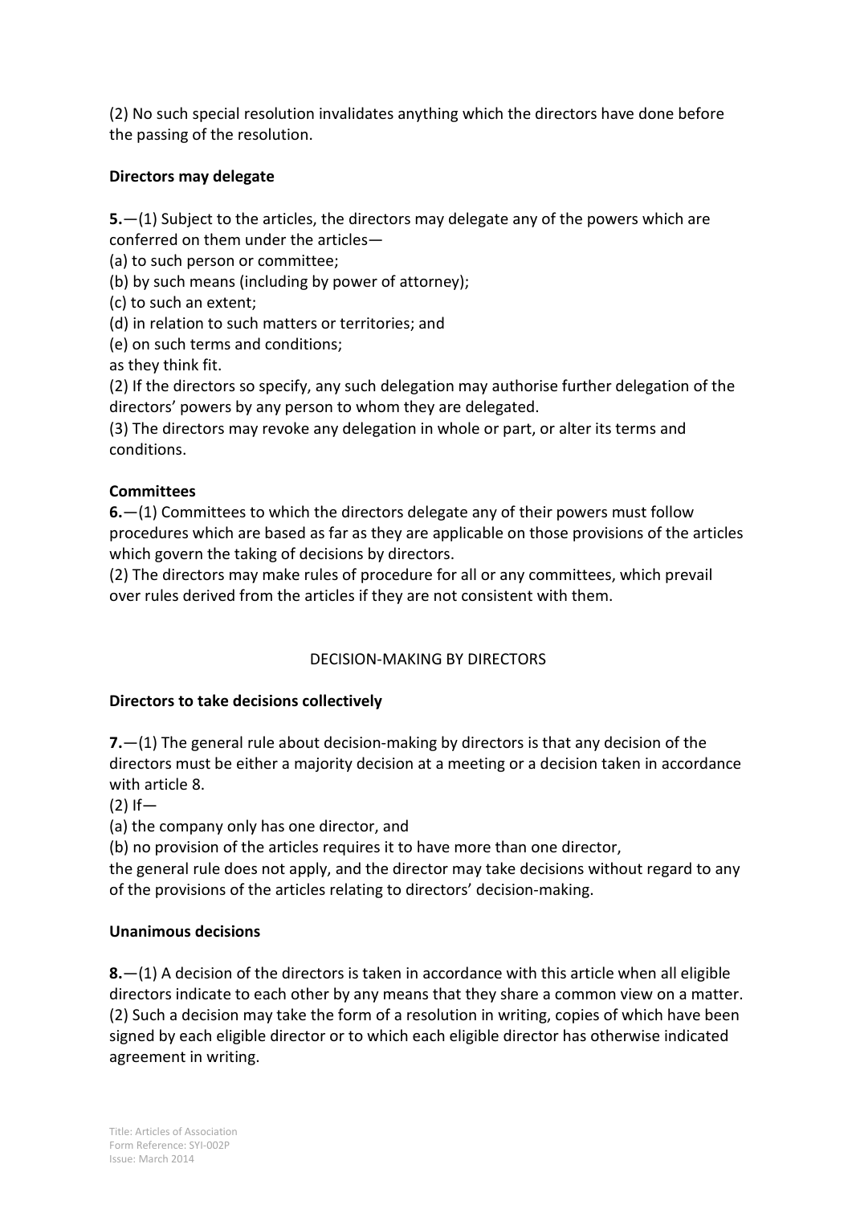(2) No such special resolution invalidates anything which the directors have done before the passing of the resolution.

**Directors may delegate**

**5.**—(1) Subject to the articles, the directors may delegate any of the powers which are conferred on them under the articles—

(a) to such person or committee;

(b) by such means (including by power of attorney);

(c) to such an extent;

(d) in relation to such matters or territories; and

(e) on such terms and conditions;

as they think fit.

(2) If the directors so specify, any such delegation may authorise further delegation of the directors' powers by any person to whom they are delegated.

(3) The directors may revoke any delegation in whole or part, or alter its terms and conditions.

**Committees**

**6.**—(1) Committees to which the directors delegate any of their powers must follow procedures which are based as far as they are applicable on those provisions of the articles which govern the taking of decisions by directors.

(2) The directors may make rules of procedure for all or any committees, which prevail over rules derived from the articles if they are not consistent with them.

## DECISION-MAKING BY DIRECTORS

**Directors to take decisions collectively**

**7.**—(1) The general rule about decision-making by directors is that any decision of the directors must be either a majority decision at a meeting or a decision taken in accordance with article 8.

(2) If—

(a) the company only has one director, and

(b) no provision of the articles requires it to have more than one director,

the general rule does not apply, and the director may take decisions without regard to any of the provisions of the articles relating to directors' decision-making.

**Unanimous decisions**

**8.**—(1) A decision of the directors is taken in accordance with this article when all eligible directors indicate to each other by any means that they share a common view on a matter.

(2) Such a decision may take the form of a resolution in writing, copies of which have been signed by each eligible director or to which each eligible director has otherwise indicated agreement in writing.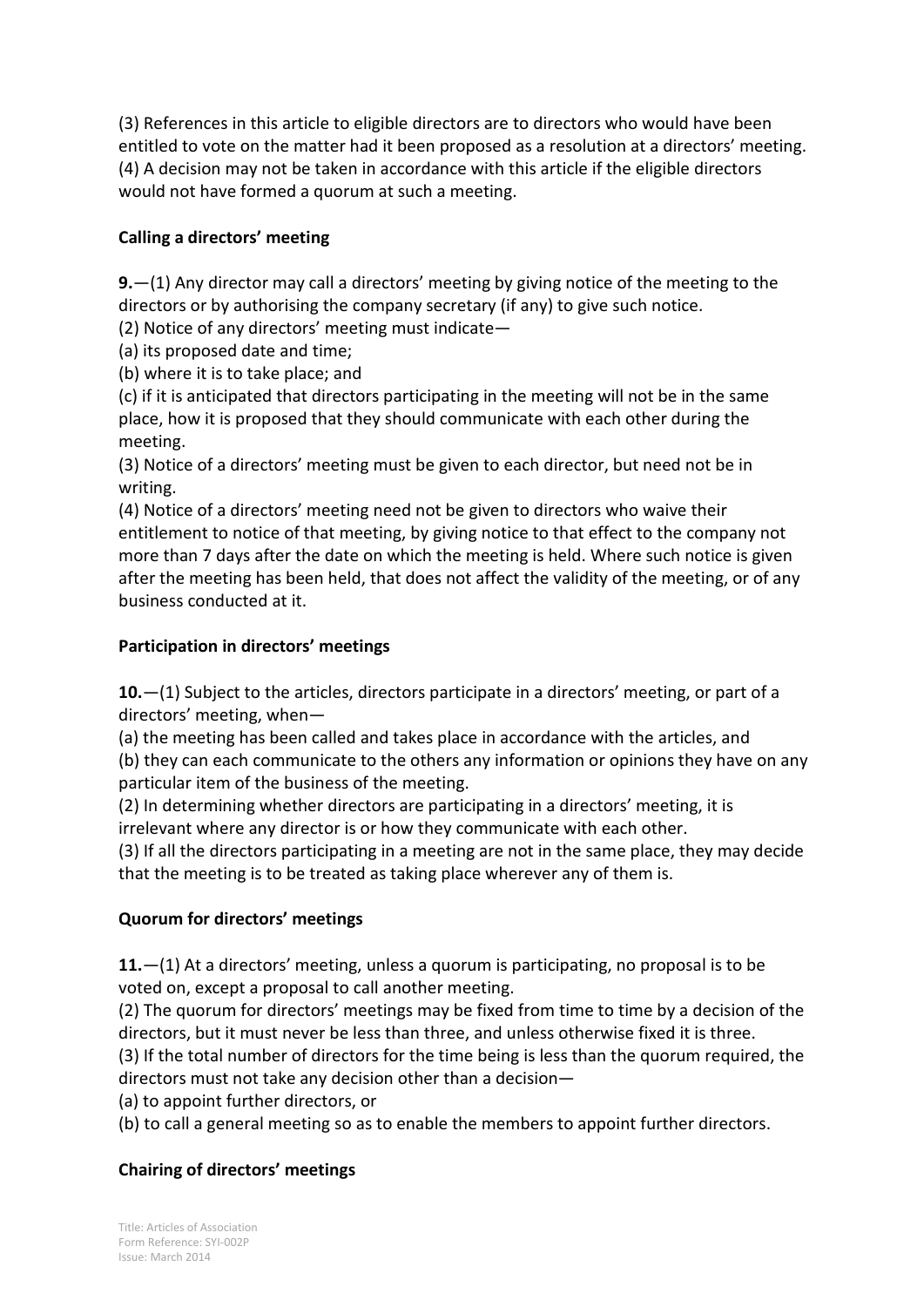(3) References in this article to eligible directors are to directors who would have been entitled to vote on the matter had it been proposed as a resolution at a directors' meeting.
(4) A decision may not be taken in accordance with this article if the eligible directors would not have formed a quorum at such a meeting.

**Calling a directors' meeting**

**9.**—(1) Any director may call a directors' meeting by giving notice of the meeting to the directors or by authorising the company secretary (if any) to give such notice.
(2) Notice of any directors' meeting must indicate—
(a) its proposed date and time;
(b) where it is to take place; and
(c) if it is anticipated that directors participating in the meeting will not be in the same place, how it is proposed that they should communicate with each other during the meeting.
(3) Notice of a directors' meeting must be given to each director, but need not be in writing.
(4) Notice of a directors' meeting need not be given to directors who waive their entitlement to notice of that meeting, by giving notice to that effect to the company not more than 7 days after the date on which the meeting is held. Where such notice is given after the meeting has been held, that does not affect the validity of the meeting, or of any business conducted at it.

**Participation in directors' meetings**

**10.**—(1) Subject to the articles, directors participate in a directors' meeting, or part of a directors' meeting, when—
(a) the meeting has been called and takes place in accordance with the articles, and
(b) they can each communicate to the others any information or opinions they have on any particular item of the business of the meeting.
(2) In determining whether directors are participating in a directors' meeting, it is irrelevant where any director is or how they communicate with each other.
(3) If all the directors participating in a meeting are not in the same place, they may decide that the meeting is to be treated as taking place wherever any of them is.

**Quorum for directors' meetings**

**11.**—(1) At a directors' meeting, unless a quorum is participating, no proposal is to be voted on, except a proposal to call another meeting.
(2) The quorum for directors' meetings may be fixed from time to time by a decision of the directors, but it must never be less than three, and unless otherwise fixed it is three.
(3) If the total number of directors for the time being is less than the quorum required, the directors must not take any decision other than a decision—
(a) to appoint further directors, or
(b) to call a general meeting so as to enable the members to appoint further directors.

**Chairing of directors' meetings**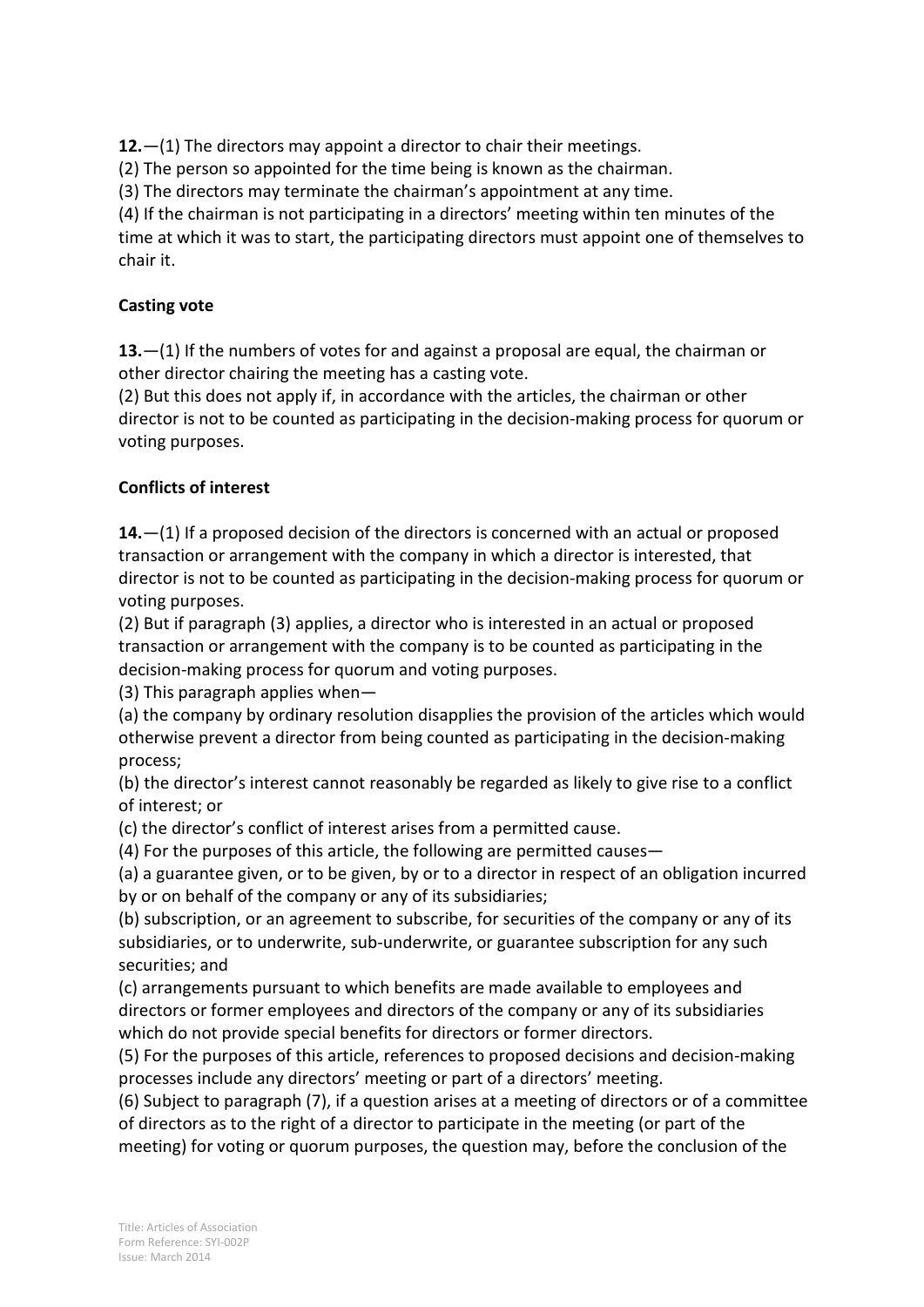**12.**—(1) The directors may appoint a director to chair their meetings.
(2) The person so appointed for the time being is known as the chairman.
(3) The directors may terminate the chairman's appointment at any time.
(4) If the chairman is not participating in a directors' meeting within ten minutes of the time at which it was to start, the participating directors must appoint one of themselves to chair it.

**Casting vote**

**13.**—(1) If the numbers of votes for and against a proposal are equal, the chairman or other director chairing the meeting has a casting vote.
(2) But this does not apply if, in accordance with the articles, the chairman or other director is not to be counted as participating in the decision-making process for quorum or voting purposes.

**Conflicts of interest**

**14.**—(1) If a proposed decision of the directors is concerned with an actual or proposed transaction or arrangement with the company in which a director is interested, that director is not to be counted as participating in the decision-making process for quorum or voting purposes.
(2) But if paragraph (3) applies, a director who is interested in an actual or proposed transaction or arrangement with the company is to be counted as participating in the decision-making process for quorum and voting purposes.
(3) This paragraph applies when—
(a) the company by ordinary resolution disapplies the provision of the articles which would otherwise prevent a director from being counted as participating in the decision-making process;
(b) the director's interest cannot reasonably be regarded as likely to give rise to a conflict of interest; or
(c) the director's conflict of interest arises from a permitted cause.
(4) For the purposes of this article, the following are permitted causes—
(a) a guarantee given, or to be given, by or to a director in respect of an obligation incurred by or on behalf of the company or any of its subsidiaries;
(b) subscription, or an agreement to subscribe, for securities of the company or any of its subsidiaries, or to underwrite, sub-underwrite, or guarantee subscription for any such securities; and
(c) arrangements pursuant to which benefits are made available to employees and directors or former employees and directors of the company or any of its subsidiaries which do not provide special benefits for directors or former directors.
(5) For the purposes of this article, references to proposed decisions and decision-making processes include any directors' meeting or part of a directors' meeting.
(6) Subject to paragraph (7), if a question arises at a meeting of directors or of a committee of directors as to the right of a director to participate in the meeting (or part of the meeting) for voting or quorum purposes, the question may, before the conclusion of the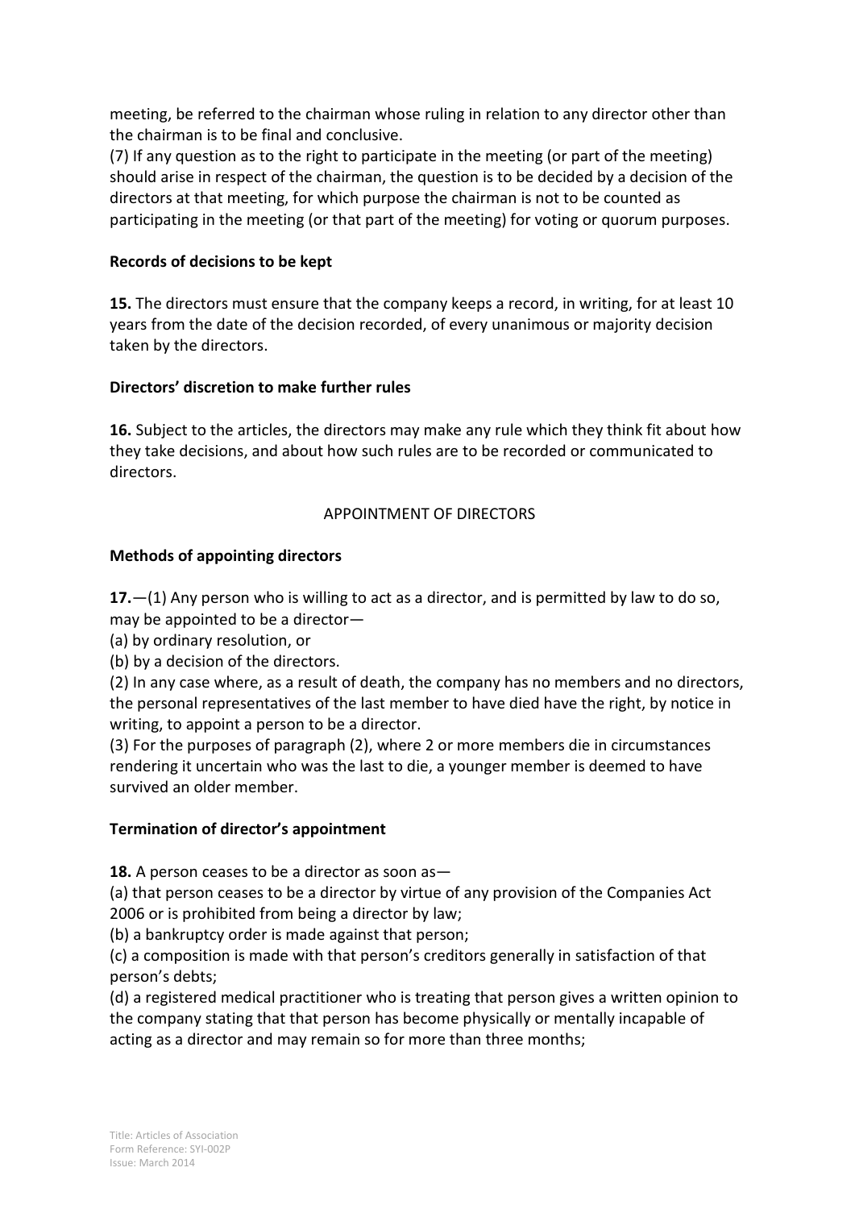meeting, be referred to the chairman whose ruling in relation to any director other than the chairman is to be final and conclusive.
(7) If any question as to the right to participate in the meeting (or part of the meeting) should arise in respect of the chairman, the question is to be decided by a decision of the directors at that meeting, for which purpose the chairman is not to be counted as participating in the meeting (or that part of the meeting) for voting or quorum purposes.

**Records of decisions to be kept**

**15.** The directors must ensure that the company keeps a record, in writing, for at least 10 years from the date of the decision recorded, of every unanimous or majority decision taken by the directors.

**Directors' discretion to make further rules**

**16.** Subject to the articles, the directors may make any rule which they think fit about how they take decisions, and about how such rules are to be recorded or communicated to directors.

APPOINTMENT OF DIRECTORS

**Methods of appointing directors**

**17.**—(1) Any person who is willing to act as a director, and is permitted by law to do so, may be appointed to be a director—
(a) by ordinary resolution, or
(b) by a decision of the directors.
(2) In any case where, as a result of death, the company has no members and no directors, the personal representatives of the last member to have died have the right, by notice in writing, to appoint a person to be a director.
(3) For the purposes of paragraph (2), where 2 or more members die in circumstances rendering it uncertain who was the last to die, a younger member is deemed to have survived an older member.

**Termination of director's appointment**

**18.** A person ceases to be a director as soon as—
(a) that person ceases to be a director by virtue of any provision of the Companies Act 2006 or is prohibited from being a director by law;
(b) a bankruptcy order is made against that person;
(c) a composition is made with that person's creditors generally in satisfaction of that person's debts;
(d) a registered medical practitioner who is treating that person gives a written opinion to the company stating that that person has become physically or mentally incapable of acting as a director and may remain so for more than three months;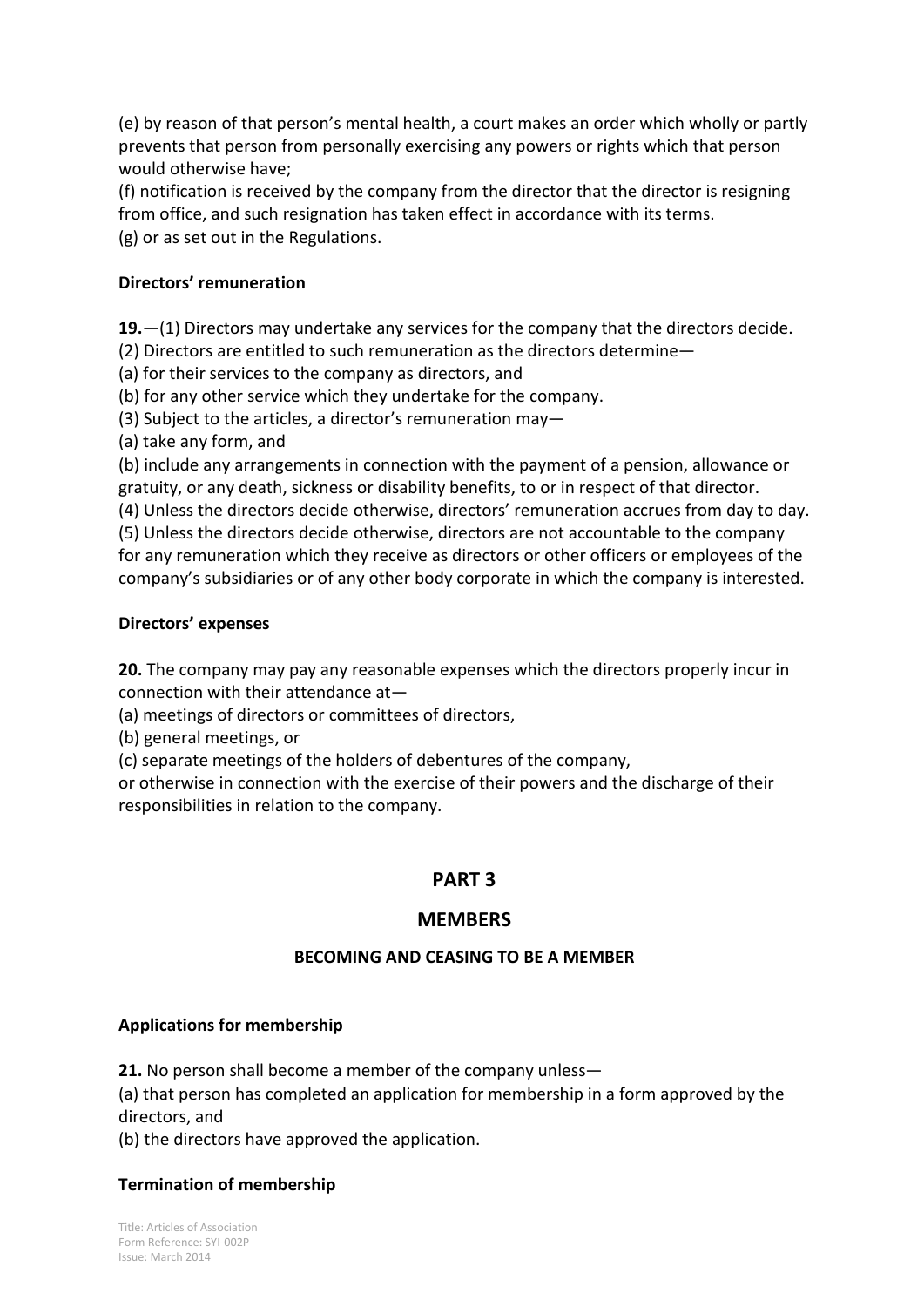(e) by reason of that person's mental health, a court makes an order which wholly or partly prevents that person from personally exercising any powers or rights which that person would otherwise have;
(f) notification is received by the company from the director that the director is resigning from office, and such resignation has taken effect in accordance with its terms.
(g) or as set out in the Regulations.

**Directors' remuneration**

**19.**—(1) Directors may undertake any services for the company that the directors decide.
(2) Directors are entitled to such remuneration as the directors determine—
(a) for their services to the company as directors, and
(b) for any other service which they undertake for the company.
(3) Subject to the articles, a director's remuneration may—
(a) take any form, and
(b) include any arrangements in connection with the payment of a pension, allowance or gratuity, or any death, sickness or disability benefits, to or in respect of that director.
(4) Unless the directors decide otherwise, directors' remuneration accrues from day to day.
(5) Unless the directors decide otherwise, directors are not accountable to the company for any remuneration which they receive as directors or other officers or employees of the company's subsidiaries or of any other body corporate in which the company is interested.

**Directors' expenses**

**20.** The company may pay any reasonable expenses which the directors properly incur in connection with their attendance at—
(a) meetings of directors or committees of directors,
(b) general meetings, or
(c) separate meetings of the holders of debentures of the company,
or otherwise in connection with the exercise of their powers and the discharge of their responsibilities in relation to the company.

## PART 3

## MEMBERS

### BECOMING AND CEASING TO BE A MEMBER

**Applications for membership**

**21.** No person shall become a member of the company unless—
(a) that person has completed an application for membership in a form approved by the directors, and
(b) the directors have approved the application.

**Termination of membership**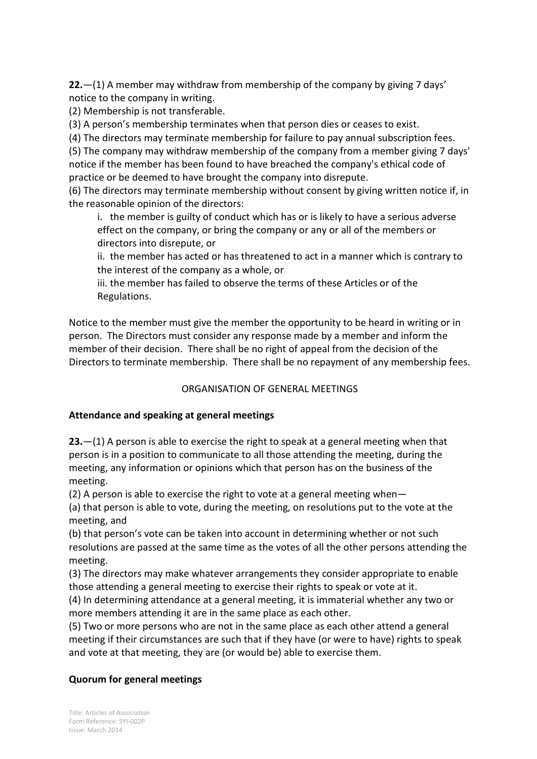**22.**—(1) A member may withdraw from membership of the company by giving 7 days' notice to the company in writing.

(2) Membership is not transferable.

(3) A person's membership terminates when that person dies or ceases to exist.

(4) The directors may terminate membership for failure to pay annual subscription fees.

(5) The company may withdraw membership of the company from a member giving 7 days' notice if the member has been found to have breached the company's ethical code of practice or be deemed to have brought the company into disrepute.

(6) The directors may terminate membership without consent by giving written notice if, in the reasonable opinion of the directors:

> i. the member is guilty of conduct which has or is likely to have a serious adverse effect on the company, or bring the company or any or all of the members or directors into disrepute, or
>
> ii. the member has acted or has threatened to act in a manner which is contrary to the interest of the company as a whole, or
>
> iii. the member has failed to observe the terms of these Articles or of the Regulations.

Notice to the member must give the member the opportunity to be heard in writing or in person. The Directors must consider any response made by a member and inform the member of their decision. There shall be no right of appeal from the decision of the Directors to terminate membership. There shall be no repayment of any membership fees.

## ORGANISATION OF GENERAL MEETINGS

### Attendance and speaking at general meetings

**23.**—(1) A person is able to exercise the right to speak at a general meeting when that person is in a position to communicate to all those attending the meeting, during the meeting, any information or opinions which that person has on the business of the meeting.

(2) A person is able to exercise the right to vote at a general meeting when—

(a) that person is able to vote, during the meeting, on resolutions put to the vote at the meeting, and

(b) that person's vote can be taken into account in determining whether or not such resolutions are passed at the same time as the votes of all the other persons attending the meeting.

(3) The directors may make whatever arrangements they consider appropriate to enable those attending a general meeting to exercise their rights to speak or vote at it.

(4) In determining attendance at a general meeting, it is immaterial whether any two or more members attending it are in the same place as each other.

(5) Two or more persons who are not in the same place as each other attend a general meeting if their circumstances are such that if they have (or were to have) rights to speak and vote at that meeting, they are (or would be) able to exercise them.

### Quorum for general meetings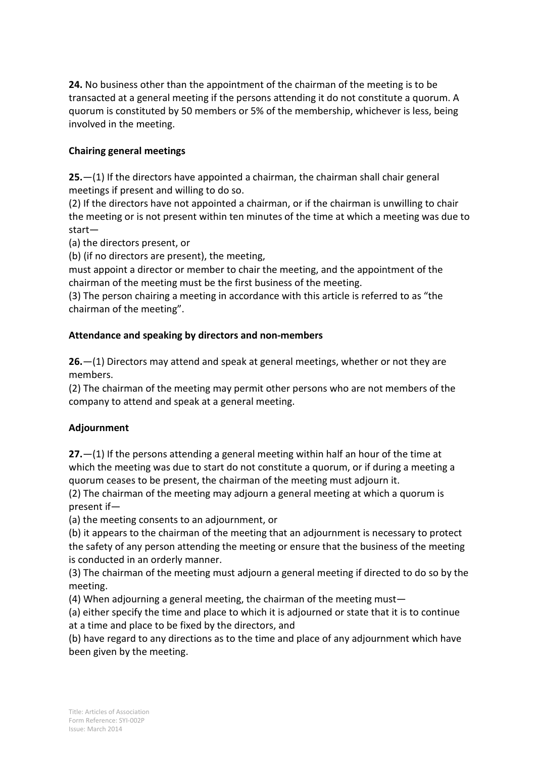**24.** No business other than the appointment of the chairman of the meeting is to be transacted at a general meeting if the persons attending it do not constitute a quorum. A quorum is constituted by 50 members or 5% of the membership, whichever is less, being involved in the meeting.

**Chairing general meetings**

**25.**—(1) If the directors have appointed a chairman, the chairman shall chair general meetings if present and willing to do so.

(2) If the directors have not appointed a chairman, or if the chairman is unwilling to chair the meeting or is not present within ten minutes of the time at which a meeting was due to start—

(a) the directors present, or

(b) (if no directors are present), the meeting,

must appoint a director or member to chair the meeting, and the appointment of the chairman of the meeting must be the first business of the meeting.

(3) The person chairing a meeting in accordance with this article is referred to as "the chairman of the meeting".

**Attendance and speaking by directors and non-members**

**26.**—(1) Directors may attend and speak at general meetings, whether or not they are members.

(2) The chairman of the meeting may permit other persons who are not members of the company to attend and speak at a general meeting.

**Adjournment**

**27.**—(1) If the persons attending a general meeting within half an hour of the time at which the meeting was due to start do not constitute a quorum, or if during a meeting a quorum ceases to be present, the chairman of the meeting must adjourn it.

(2) The chairman of the meeting may adjourn a general meeting at which a quorum is present if—

(a) the meeting consents to an adjournment, or

(b) it appears to the chairman of the meeting that an adjournment is necessary to protect the safety of any person attending the meeting or ensure that the business of the meeting is conducted in an orderly manner.

(3) The chairman of the meeting must adjourn a general meeting if directed to do so by the meeting.

(4) When adjourning a general meeting, the chairman of the meeting must—

(a) either specify the time and place to which it is adjourned or state that it is to continue at a time and place to be fixed by the directors, and

(b) have regard to any directions as to the time and place of any adjournment which have been given by the meeting.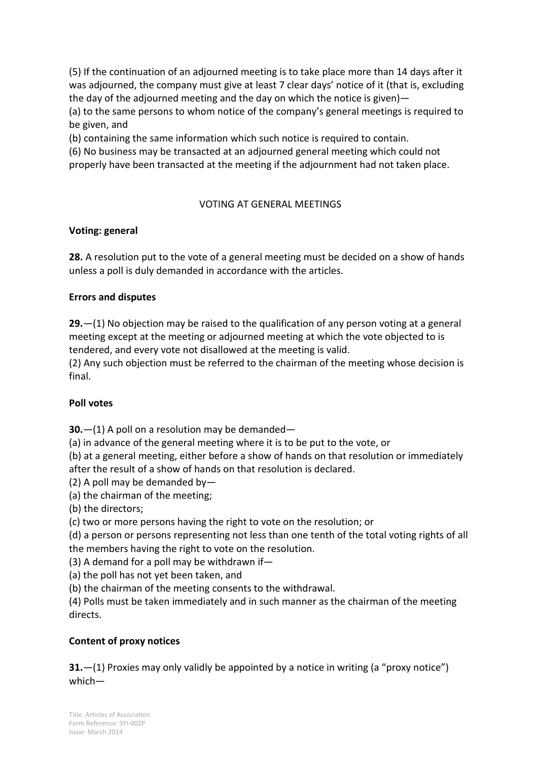(5) If the continuation of an adjourned meeting is to take place more than 14 days after it was adjourned, the company must give at least 7 clear days' notice of it (that is, excluding the day of the adjourned meeting and the day on which the notice is given)—
(a) to the same persons to whom notice of the company's general meetings is required to be given, and
(b) containing the same information which such notice is required to contain.
(6) No business may be transacted at an adjourned general meeting which could not properly have been transacted at the meeting if the adjournment had not taken place.

## VOTING AT GENERAL MEETINGS

**Voting: general**

**28.** A resolution put to the vote of a general meeting must be decided on a show of hands unless a poll is duly demanded in accordance with the articles.

**Errors and disputes**

**29.**—(1) No objection may be raised to the qualification of any person voting at a general meeting except at the meeting or adjourned meeting at which the vote objected to is tendered, and every vote not disallowed at the meeting is valid.
(2) Any such objection must be referred to the chairman of the meeting whose decision is final.

**Poll votes**

**30.**—(1) A poll on a resolution may be demanded—
(a) in advance of the general meeting where it is to be put to the vote, or
(b) at a general meeting, either before a show of hands on that resolution or immediately after the result of a show of hands on that resolution is declared.
(2) A poll may be demanded by—
(a) the chairman of the meeting;
(b) the directors;
(c) two or more persons having the right to vote on the resolution; or
(d) a person or persons representing not less than one tenth of the total voting rights of all the members having the right to vote on the resolution.
(3) A demand for a poll may be withdrawn if—
(a) the poll has not yet been taken, and
(b) the chairman of the meeting consents to the withdrawal.
(4) Polls must be taken immediately and in such manner as the chairman of the meeting directs.

**Content of proxy notices**

**31.**—(1) Proxies may only validly be appointed by a notice in writing (a "proxy notice") which—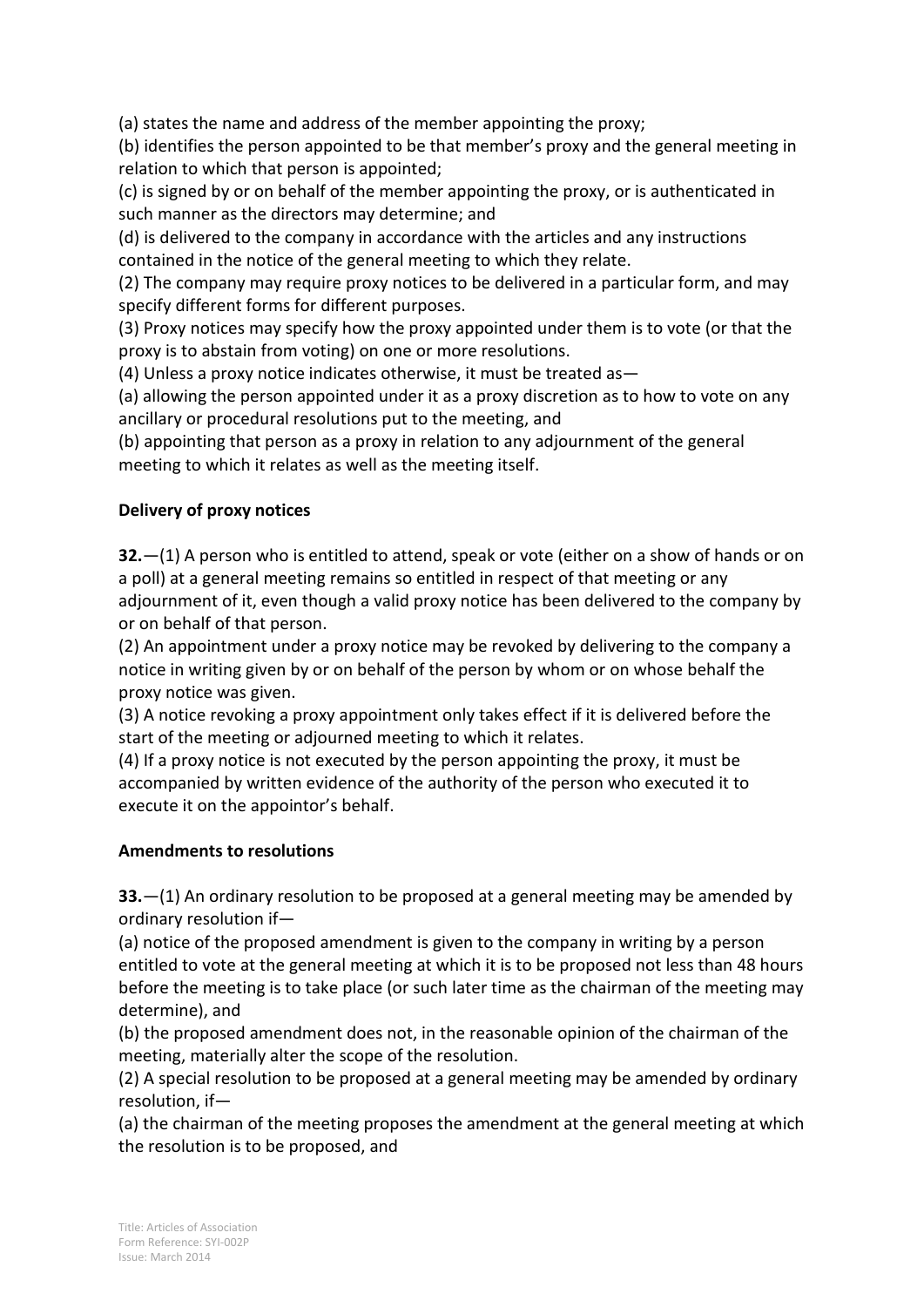(a) states the name and address of the member appointing the proxy;
(b) identifies the person appointed to be that member's proxy and the general meeting in relation to which that person is appointed;
(c) is signed by or on behalf of the member appointing the proxy, or is authenticated in such manner as the directors may determine; and
(d) is delivered to the company in accordance with the articles and any instructions contained in the notice of the general meeting to which they relate.
(2) The company may require proxy notices to be delivered in a particular form, and may specify different forms for different purposes.
(3) Proxy notices may specify how the proxy appointed under them is to vote (or that the proxy is to abstain from voting) on one or more resolutions.
(4) Unless a proxy notice indicates otherwise, it must be treated as—
(a) allowing the person appointed under it as a proxy discretion as to how to vote on any ancillary or procedural resolutions put to the meeting, and
(b) appointing that person as a proxy in relation to any adjournment of the general meeting to which it relates as well as the meeting itself.

**Delivery of proxy notices**

**32.**—(1) A person who is entitled to attend, speak or vote (either on a show of hands or on a poll) at a general meeting remains so entitled in respect of that meeting or any adjournment of it, even though a valid proxy notice has been delivered to the company by or on behalf of that person.
(2) An appointment under a proxy notice may be revoked by delivering to the company a notice in writing given by or on behalf of the person by whom or on whose behalf the proxy notice was given.
(3) A notice revoking a proxy appointment only takes effect if it is delivered before the start of the meeting or adjourned meeting to which it relates.
(4) If a proxy notice is not executed by the person appointing the proxy, it must be accompanied by written evidence of the authority of the person who executed it to execute it on the appointor's behalf.

**Amendments to resolutions**

**33.**—(1) An ordinary resolution to be proposed at a general meeting may be amended by ordinary resolution if—
(a) notice of the proposed amendment is given to the company in writing by a person entitled to vote at the general meeting at which it is to be proposed not less than 48 hours before the meeting is to take place (or such later time as the chairman of the meeting may determine), and
(b) the proposed amendment does not, in the reasonable opinion of the chairman of the meeting, materially alter the scope of the resolution.
(2) A special resolution to be proposed at a general meeting may be amended by ordinary resolution, if—
(a) the chairman of the meeting proposes the amendment at the general meeting at which the resolution is to be proposed, and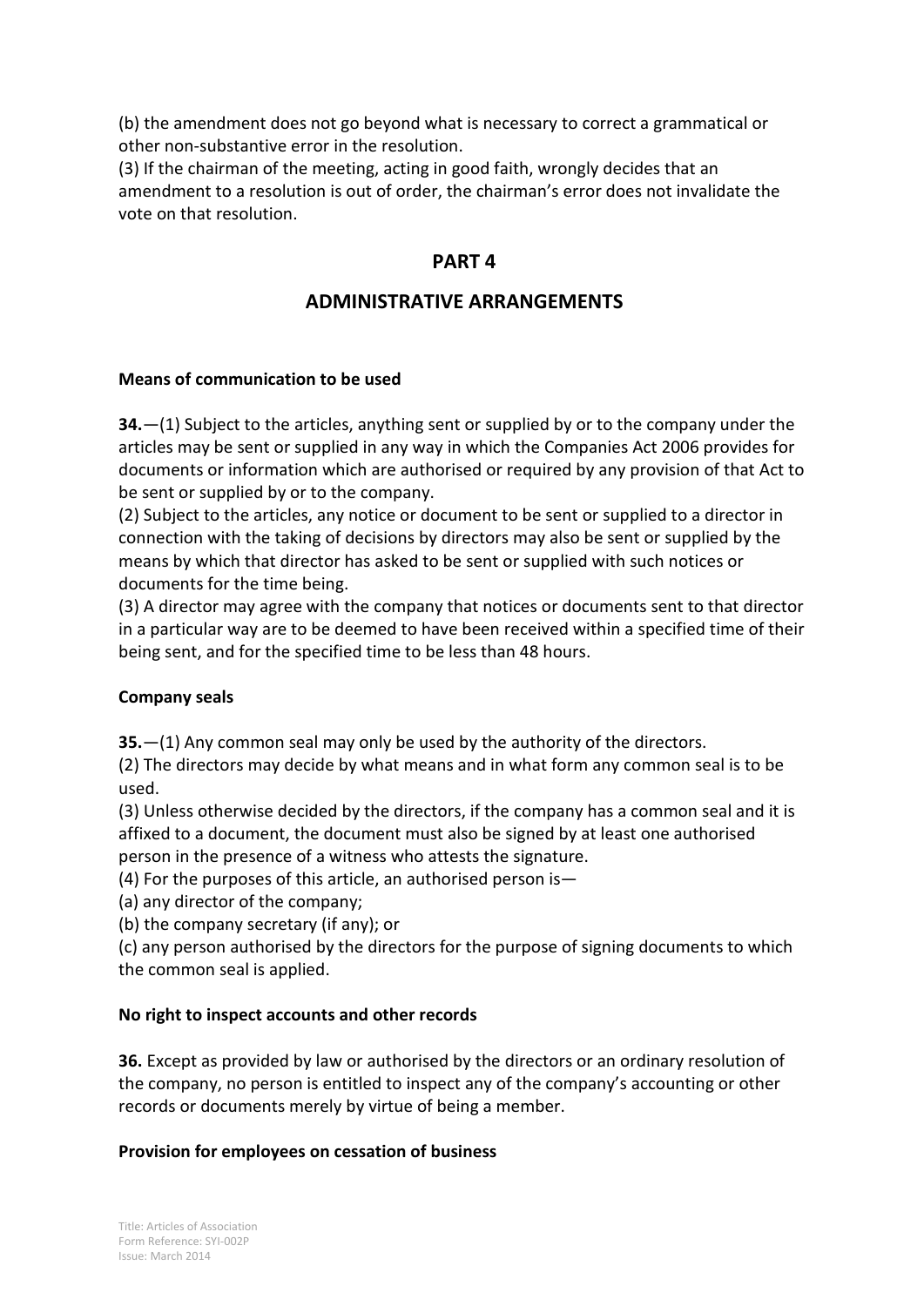(b) the amendment does not go beyond what is necessary to correct a grammatical or other non-substantive error in the resolution.
(3) If the chairman of the meeting, acting in good faith, wrongly decides that an amendment to a resolution is out of order, the chairman's error does not invalidate the vote on that resolution.

## PART 4

## ADMINISTRATIVE ARRANGEMENTS

**Means of communication to be used**

**34.**—(1) Subject to the articles, anything sent or supplied by or to the company under the articles may be sent or supplied in any way in which the Companies Act 2006 provides for documents or information which are authorised or required by any provision of that Act to be sent or supplied by or to the company.
(2) Subject to the articles, any notice or document to be sent or supplied to a director in connection with the taking of decisions by directors may also be sent or supplied by the means by which that director has asked to be sent or supplied with such notices or documents for the time being.
(3) A director may agree with the company that notices or documents sent to that director in a particular way are to be deemed to have been received within a specified time of their being sent, and for the specified time to be less than 48 hours.

**Company seals**

**35.**—(1) Any common seal may only be used by the authority of the directors.
(2) The directors may decide by what means and in what form any common seal is to be used.
(3) Unless otherwise decided by the directors, if the company has a common seal and it is affixed to a document, the document must also be signed by at least one authorised person in the presence of a witness who attests the signature.
(4) For the purposes of this article, an authorised person is—
(a) any director of the company;
(b) the company secretary (if any); or
(c) any person authorised by the directors for the purpose of signing documents to which the common seal is applied.

**No right to inspect accounts and other records**

**36.** Except as provided by law or authorised by the directors or an ordinary resolution of the company, no person is entitled to inspect any of the company's accounting or other records or documents merely by virtue of being a member.

**Provision for employees on cessation of business**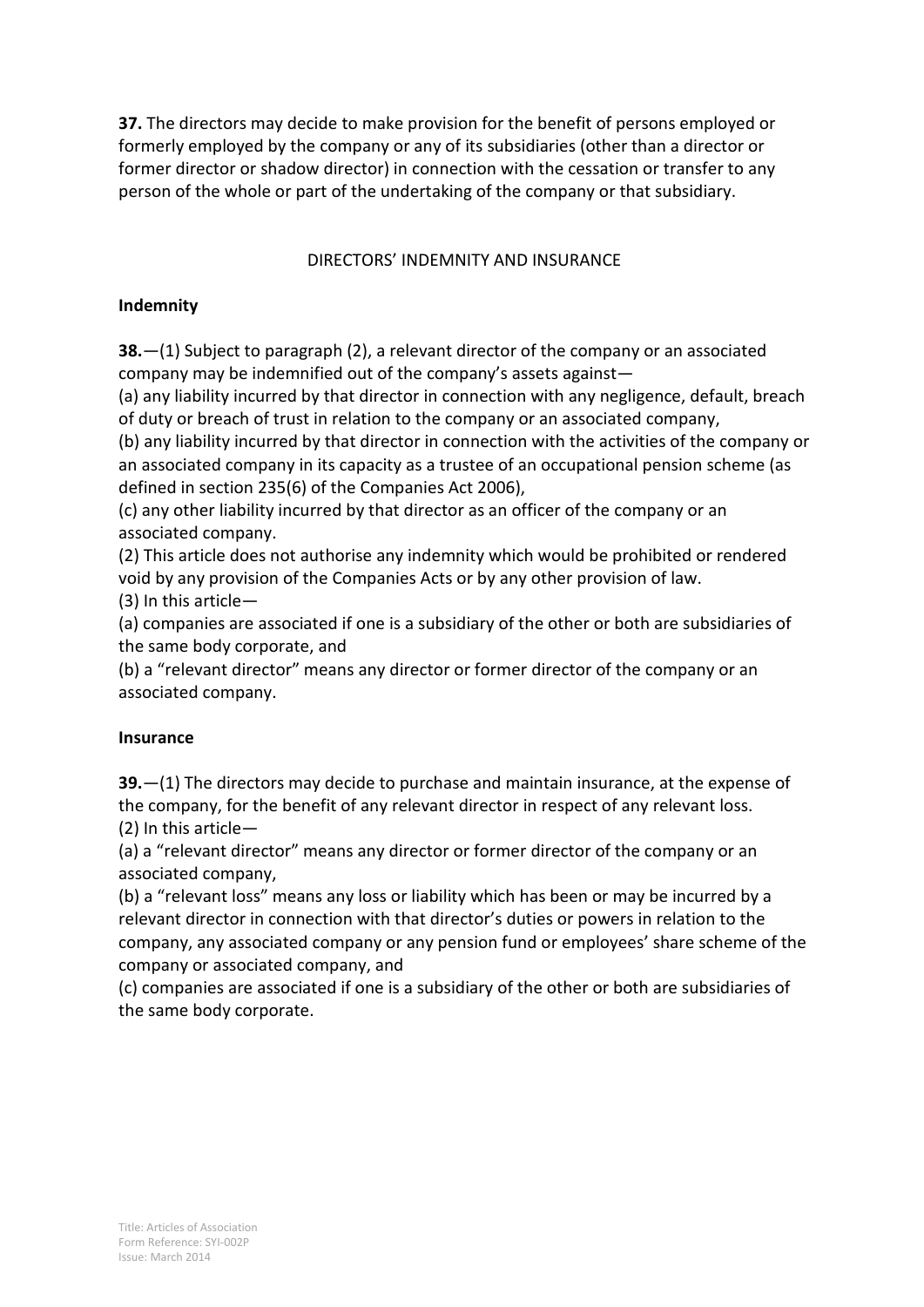**37.** The directors may decide to make provision for the benefit of persons employed or formerly employed by the company or any of its subsidiaries (other than a director or former director or shadow director) in connection with the cessation or transfer to any person of the whole or part of the undertaking of the company or that subsidiary.

## DIRECTORS' INDEMNITY AND INSURANCE

### Indemnity

**38.**—(1) Subject to paragraph (2), a relevant director of the company or an associated company may be indemnified out of the company's assets against—
(a) any liability incurred by that director in connection with any negligence, default, breach of duty or breach of trust in relation to the company or an associated company,
(b) any liability incurred by that director in connection with the activities of the company or an associated company in its capacity as a trustee of an occupational pension scheme (as defined in section 235(6) of the Companies Act 2006),
(c) any other liability incurred by that director as an officer of the company or an associated company.
(2) This article does not authorise any indemnity which would be prohibited or rendered void by any provision of the Companies Acts or by any other provision of law.
(3) In this article—
(a) companies are associated if one is a subsidiary of the other or both are subsidiaries of the same body corporate, and
(b) a "relevant director" means any director or former director of the company or an associated company.

### Insurance

**39.**—(1) The directors may decide to purchase and maintain insurance, at the expense of the company, for the benefit of any relevant director in respect of any relevant loss.
(2) In this article—
(a) a "relevant director" means any director or former director of the company or an associated company,
(b) a "relevant loss" means any loss or liability which has been or may be incurred by a relevant director in connection with that director's duties or powers in relation to the company, any associated company or any pension fund or employees' share scheme of the company or associated company, and
(c) companies are associated if one is a subsidiary of the other or both are subsidiaries of the same body corporate.